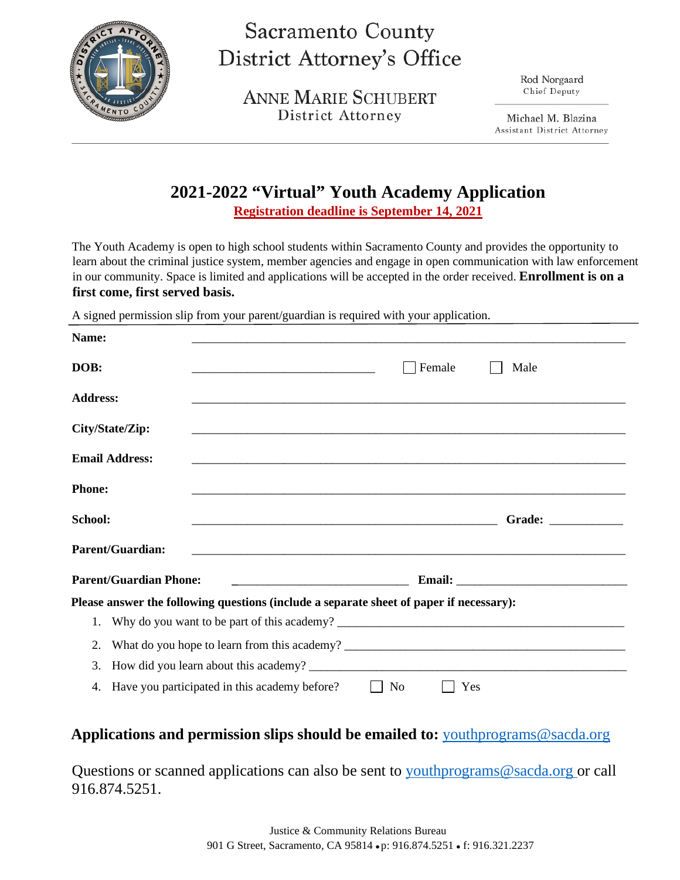# Sacramento County District Attorney's Office

**ANNE MARIE SCHUBERT**
District Attorney

Rod Norgaard
Chief Deputy

Michael M. Blazina
Assistant District Attorney

## 2021-2022 "Virtual" Youth Academy Application

**Registration deadline is September 14, 2021**

The Youth Academy is open to high school students within Sacramento County and provides the opportunity to learn about the criminal justice system, member agencies and engage in open communication with law enforcement in our community. Space is limited and applications will be accepted in the order received. **Enrollment is on a first come, first served basis.**

A signed permission slip from your parent/guardian is required with your application.

**Name:** ______________________________________________________________________

**DOB:** ____________________________ ☐ Female ☐ Male

**Address:** ______________________________________________________________________

**City/State/Zip:** ______________________________________________________________________

**Email Address:** ______________________________________________________________________

**Phone:** ______________________________________________________________________

**School:** ______________________________________________ **Grade:** ___________

**Parent/Guardian:** ______________________________________________________________________

**Parent/Guardian Phone:** ____________________________ **Email:** ___________________________

**Please answer the following questions (include a separate sheet of paper if necessary):**

1. Why do you want to be part of this academy? ______________________________________________
2. What do you hope to learn from this academy? ______________________________________________
3. How did you learn about this academy? ___________________________________________________
4. Have you participated in this academy before? ☐ No ☐ Yes

**Applications and permission slips should be emailed to:** youthprograms@sacda.org

Questions or scanned applications can also be sent to youthprograms@sacda.org or call 916.874.5251.

Justice & Community Relations Bureau
901 G Street, Sacramento, CA 95814 • p: 916.874.5251 • f: 916.321.2237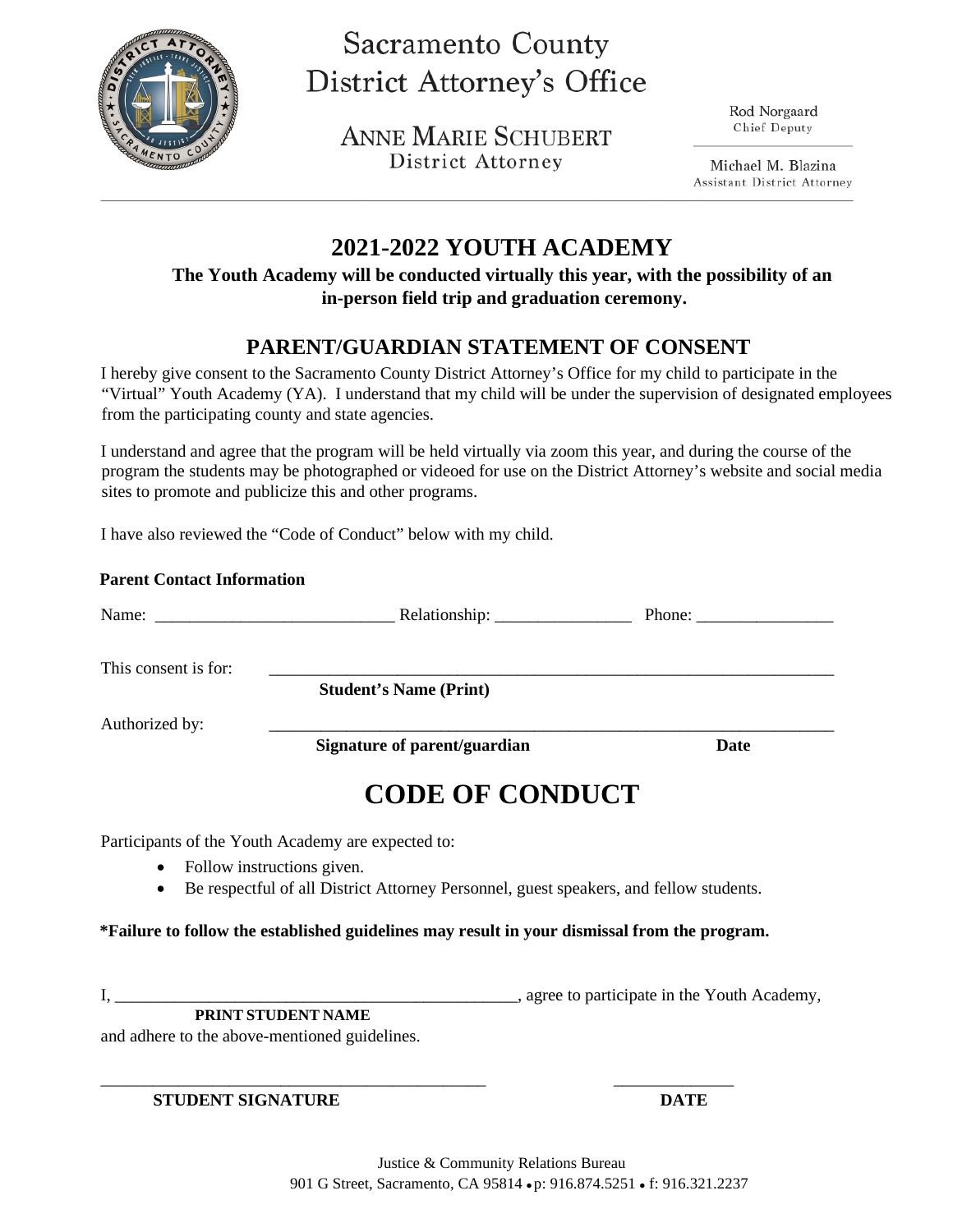Sacramento County
District Attorney's Office

ANNE MARIE SCHUBERT
District Attorney

Rod Norgaard
Chief Deputy

Michael M. Blazina
Assistant District Attorney

# 2021-2022 YOUTH ACADEMY

**The Youth Academy will be conducted virtually this year, with the possibility of an in-person field trip and graduation ceremony.**

## PARENT/GUARDIAN STATEMENT OF CONSENT

I hereby give consent to the Sacramento County District Attorney's Office for my child to participate in the "Virtual" Youth Academy (YA). I understand that my child will be under the supervision of designated employees from the participating county and state agencies.

I understand and agree that the program will be held virtually via zoom this year, and during the course of the program the students may be photographed or videoed for use on the District Attorney's website and social media sites to promote and publicize this and other programs.

I have also reviewed the "Code of Conduct" below with my child.

**Parent Contact Information**

Name: ___________________________ Relationship: _______________ Phone: _______________

This consent is for: ______________________________________________________________

**Student's Name (Print)**

Authorized by: ______________________________________________________________

**Signature of parent/guardian** **Date**

# CODE OF CONDUCT

Participants of the Youth Academy are expected to:

- Follow instructions given.
- Be respectful of all District Attorney Personnel, guest speakers, and fellow students.

**\*Failure to follow the established guidelines may result in your dismissal from the program.**

I, ______________________________________________, agree to participate in the Youth Academy,

**PRINT STUDENT NAME**

and adhere to the above-mentioned guidelines.

____________________________________________ ______________

**STUDENT SIGNATURE** **DATE**

Justice & Community Relations Bureau
901 G Street, Sacramento, CA 95814 • p: 916.874.5251 • f: 916.321.2237